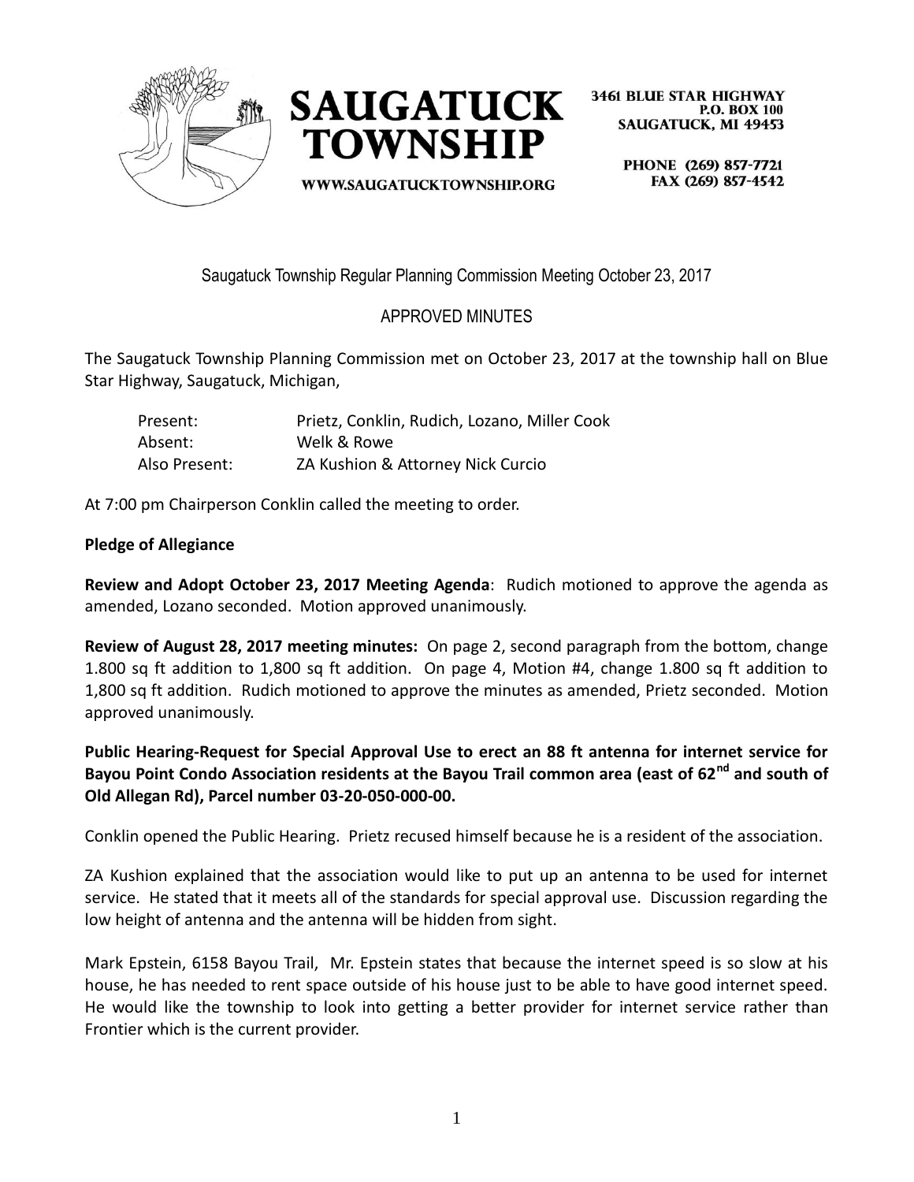SAUGATUCK TOWNSHIP

WWW.SAUGATUCKTOWNSHIP.ORG

3461 BLUE STAR HIGHWAY
P.O. BOX 100
SAUGATUCK, MI 49453

PHONE (269) 857-7721
FAX (269) 857-4542

Saugatuck Township Regular Planning Commission Meeting October 23, 2017

APPROVED MINUTES

The Saugatuck Township Planning Commission met on October 23, 2017 at the township hall on Blue Star Highway, Saugatuck, Michigan,

| | |
|---|---|
| Present: | Prietz, Conklin, Rudich, Lozano, Miller Cook |
| Absent: | Welk & Rowe |
| Also Present: | ZA Kushion & Attorney Nick Curcio |

At 7:00 pm Chairperson Conklin called the meeting to order.

**Pledge of Allegiance**

**Review and Adopt October 23, 2017 Meeting Agenda**: Rudich motioned to approve the agenda as amended, Lozano seconded. Motion approved unanimously.

**Review of August 28, 2017 meeting minutes:** On page 2, second paragraph from the bottom, change 1.800 sq ft addition to 1,800 sq ft addition. On page 4, Motion #4, change 1.800 sq ft addition to 1,800 sq ft addition. Rudich motioned to approve the minutes as amended, Prietz seconded. Motion approved unanimously.

**Public Hearing-Request for Special Approval Use to erect an 88 ft antenna for internet service for Bayou Point Condo Association residents at the Bayou Trail common area (east of 62nd and south of Old Allegan Rd), Parcel number 03-20-050-000-00.**

Conklin opened the Public Hearing. Prietz recused himself because he is a resident of the association.

ZA Kushion explained that the association would like to put up an antenna to be used for internet service. He stated that it meets all of the standards for special approval use. Discussion regarding the low height of antenna and the antenna will be hidden from sight.

Mark Epstein, 6158 Bayou Trail, Mr. Epstein states that because the internet speed is so slow at his house, he has needed to rent space outside of his house just to be able to have good internet speed. He would like the township to look into getting a better provider for internet service rather than Frontier which is the current provider.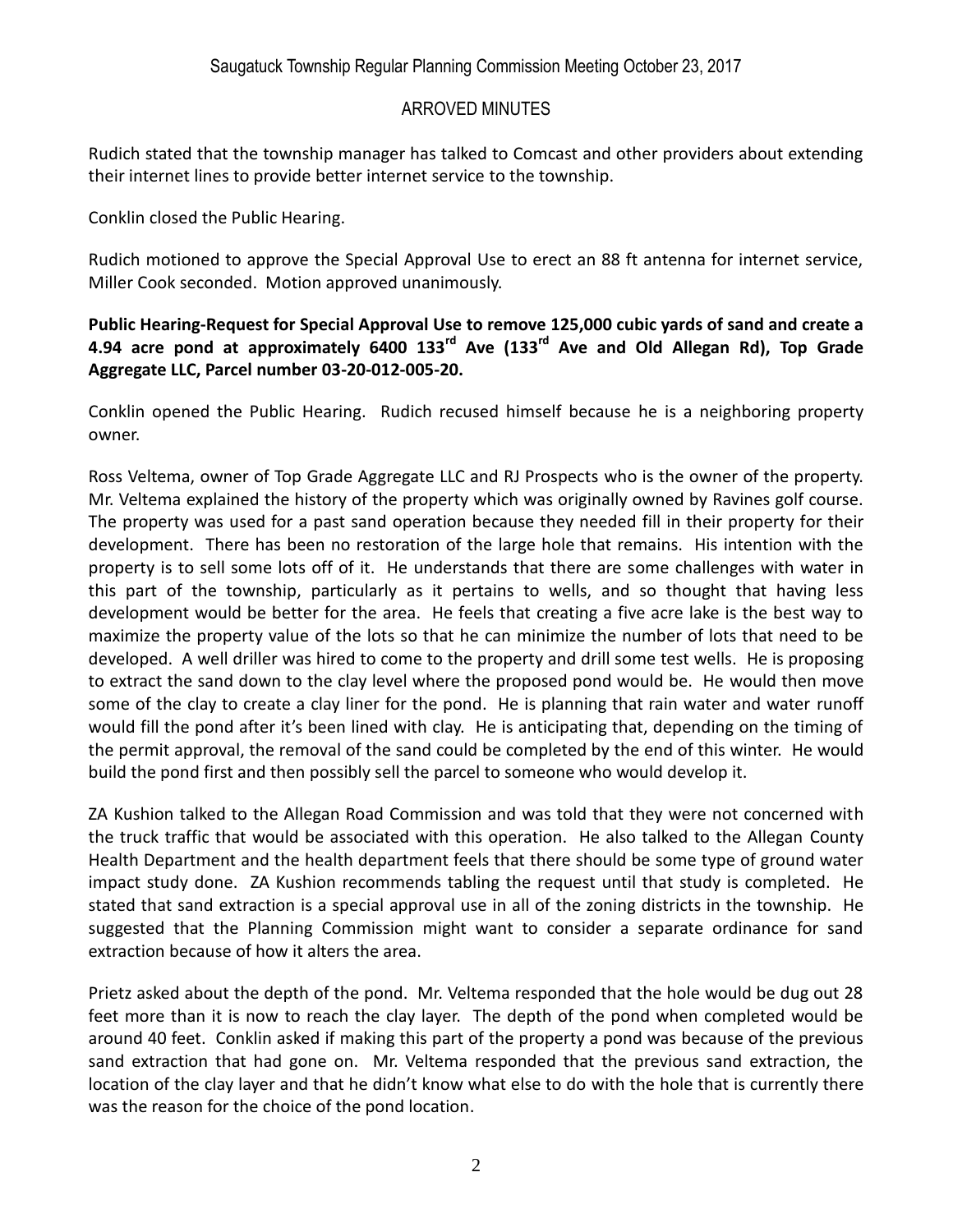Rudich stated that the township manager has talked to Comcast and other providers about extending their internet lines to provide better internet service to the township.

Conklin closed the Public Hearing.

Rudich motioned to approve the Special Approval Use to erect an 88 ft antenna for internet service, Miller Cook seconded. Motion approved unanimously.

**Public Hearing-Request for Special Approval Use to remove 125,000 cubic yards of sand and create a 4.94 acre pond at approximately 6400 133rd Ave (133rd Ave and Old Allegan Rd), Top Grade Aggregate LLC, Parcel number 03-20-012-005-20.**

Conklin opened the Public Hearing. Rudich recused himself because he is a neighboring property owner.

Ross Veltema, owner of Top Grade Aggregate LLC and RJ Prospects who is the owner of the property. Mr. Veltema explained the history of the property which was originally owned by Ravines golf course. The property was used for a past sand operation because they needed fill in their property for their development. There has been no restoration of the large hole that remains. His intention with the property is to sell some lots off of it. He understands that there are some challenges with water in this part of the township, particularly as it pertains to wells, and so thought that having less development would be better for the area. He feels that creating a five acre lake is the best way to maximize the property value of the lots so that he can minimize the number of lots that need to be developed. A well driller was hired to come to the property and drill some test wells. He is proposing to extract the sand down to the clay level where the proposed pond would be. He would then move some of the clay to create a clay liner for the pond. He is planning that rain water and water runoff would fill the pond after it's been lined with clay. He is anticipating that, depending on the timing of the permit approval, the removal of the sand could be completed by the end of this winter. He would build the pond first and then possibly sell the parcel to someone who would develop it.

ZA Kushion talked to the Allegan Road Commission and was told that they were not concerned with the truck traffic that would be associated with this operation. He also talked to the Allegan County Health Department and the health department feels that there should be some type of ground water impact study done. ZA Kushion recommends tabling the request until that study is completed. He stated that sand extraction is a special approval use in all of the zoning districts in the township. He suggested that the Planning Commission might want to consider a separate ordinance for sand extraction because of how it alters the area.

Prietz asked about the depth of the pond. Mr. Veltema responded that the hole would be dug out 28 feet more than it is now to reach the clay layer. The depth of the pond when completed would be around 40 feet. Conklin asked if making this part of the property a pond was because of the previous sand extraction that had gone on. Mr. Veltema responded that the previous sand extraction, the location of the clay layer and that he didn't know what else to do with the hole that is currently there was the reason for the choice of the pond location.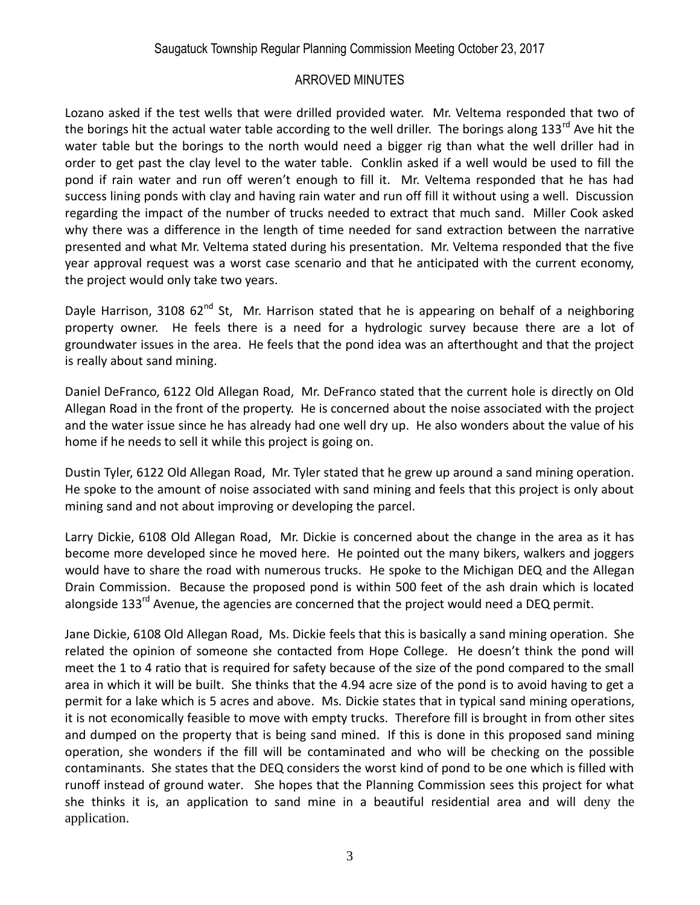Lozano asked if the test wells that were drilled provided water. Mr. Veltema responded that two of the borings hit the actual water table according to the well driller. The borings along 133rd Ave hit the water table but the borings to the north would need a bigger rig than what the well driller had in order to get past the clay level to the water table. Conklin asked if a well would be used to fill the pond if rain water and run off weren't enough to fill it. Mr. Veltema responded that he has had success lining ponds with clay and having rain water and run off fill it without using a well. Discussion regarding the impact of the number of trucks needed to extract that much sand. Miller Cook asked why there was a difference in the length of time needed for sand extraction between the narrative presented and what Mr. Veltema stated during his presentation. Mr. Veltema responded that the five year approval request was a worst case scenario and that he anticipated with the current economy, the project would only take two years.

Dayle Harrison, 3108 62nd St, Mr. Harrison stated that he is appearing on behalf of a neighboring property owner. He feels there is a need for a hydrologic survey because there are a lot of groundwater issues in the area. He feels that the pond idea was an afterthought and that the project is really about sand mining.

Daniel DeFranco, 6122 Old Allegan Road, Mr. DeFranco stated that the current hole is directly on Old Allegan Road in the front of the property. He is concerned about the noise associated with the project and the water issue since he has already had one well dry up. He also wonders about the value of his home if he needs to sell it while this project is going on.

Dustin Tyler, 6122 Old Allegan Road, Mr. Tyler stated that he grew up around a sand mining operation. He spoke to the amount of noise associated with sand mining and feels that this project is only about mining sand and not about improving or developing the parcel.

Larry Dickie, 6108 Old Allegan Road, Mr. Dickie is concerned about the change in the area as it has become more developed since he moved here. He pointed out the many bikers, walkers and joggers would have to share the road with numerous trucks. He spoke to the Michigan DEQ and the Allegan Drain Commission. Because the proposed pond is within 500 feet of the ash drain which is located alongside 133rd Avenue, the agencies are concerned that the project would need a DEQ permit.

Jane Dickie, 6108 Old Allegan Road, Ms. Dickie feels that this is basically a sand mining operation. She related the opinion of someone she contacted from Hope College. He doesn't think the pond will meet the 1 to 4 ratio that is required for safety because of the size of the pond compared to the small area in which it will be built. She thinks that the 4.94 acre size of the pond is to avoid having to get a permit for a lake which is 5 acres and above. Ms. Dickie states that in typical sand mining operations, it is not economically feasible to move with empty trucks. Therefore fill is brought in from other sites and dumped on the property that is being sand mined. If this is done in this proposed sand mining operation, she wonders if the fill will be contaminated and who will be checking on the possible contaminants. She states that the DEQ considers the worst kind of pond to be one which is filled with runoff instead of ground water. She hopes that the Planning Commission sees this project for what she thinks it is, an application to sand mine in a beautiful residential area and will deny the application.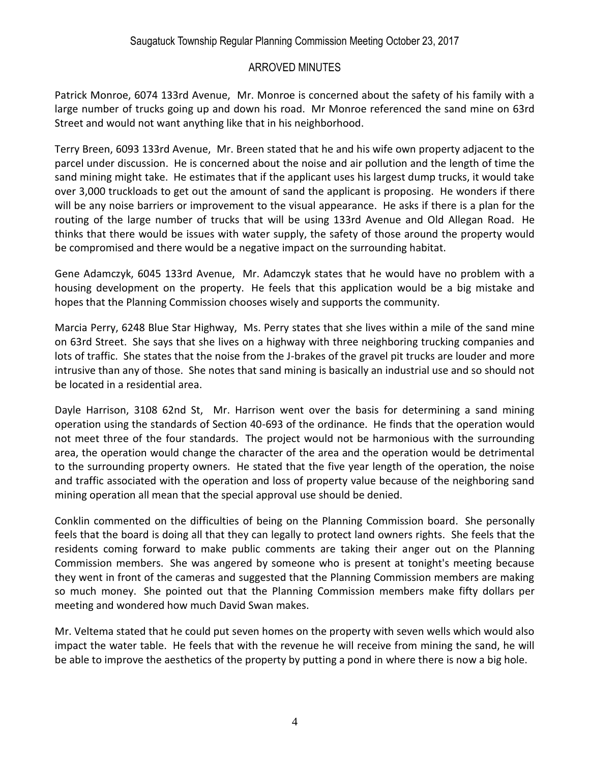Patrick Monroe, 6074 133rd Avenue, Mr. Monroe is concerned about the safety of his family with a large number of trucks going up and down his road. Mr Monroe referenced the sand mine on 63rd Street and would not want anything like that in his neighborhood.

Terry Breen, 6093 133rd Avenue, Mr. Breen stated that he and his wife own property adjacent to the parcel under discussion. He is concerned about the noise and air pollution and the length of time the sand mining might take. He estimates that if the applicant uses his largest dump trucks, it would take over 3,000 truckloads to get out the amount of sand the applicant is proposing. He wonders if there will be any noise barriers or improvement to the visual appearance. He asks if there is a plan for the routing of the large number of trucks that will be using 133rd Avenue and Old Allegan Road. He thinks that there would be issues with water supply, the safety of those around the property would be compromised and there would be a negative impact on the surrounding habitat.

Gene Adamczyk, 6045 133rd Avenue, Mr. Adamczyk states that he would have no problem with a housing development on the property. He feels that this application would be a big mistake and hopes that the Planning Commission chooses wisely and supports the community.

Marcia Perry, 6248 Blue Star Highway, Ms. Perry states that she lives within a mile of the sand mine on 63rd Street. She says that she lives on a highway with three neighboring trucking companies and lots of traffic. She states that the noise from the J-brakes of the gravel pit trucks are louder and more intrusive than any of those. She notes that sand mining is basically an industrial use and so should not be located in a residential area.

Dayle Harrison, 3108 62nd St, Mr. Harrison went over the basis for determining a sand mining operation using the standards of Section 40-693 of the ordinance. He finds that the operation would not meet three of the four standards. The project would not be harmonious with the surrounding area, the operation would change the character of the area and the operation would be detrimental to the surrounding property owners. He stated that the five year length of the operation, the noise and traffic associated with the operation and loss of property value because of the neighboring sand mining operation all mean that the special approval use should be denied.

Conklin commented on the difficulties of being on the Planning Commission board. She personally feels that the board is doing all that they can legally to protect land owners rights. She feels that the residents coming forward to make public comments are taking their anger out on the Planning Commission members. She was angered by someone who is present at tonight's meeting because they went in front of the cameras and suggested that the Planning Commission members are making so much money. She pointed out that the Planning Commission members make fifty dollars per meeting and wondered how much David Swan makes.

Mr. Veltema stated that he could put seven homes on the property with seven wells which would also impact the water table. He feels that with the revenue he will receive from mining the sand, he will be able to improve the aesthetics of the property by putting a pond in where there is now a big hole.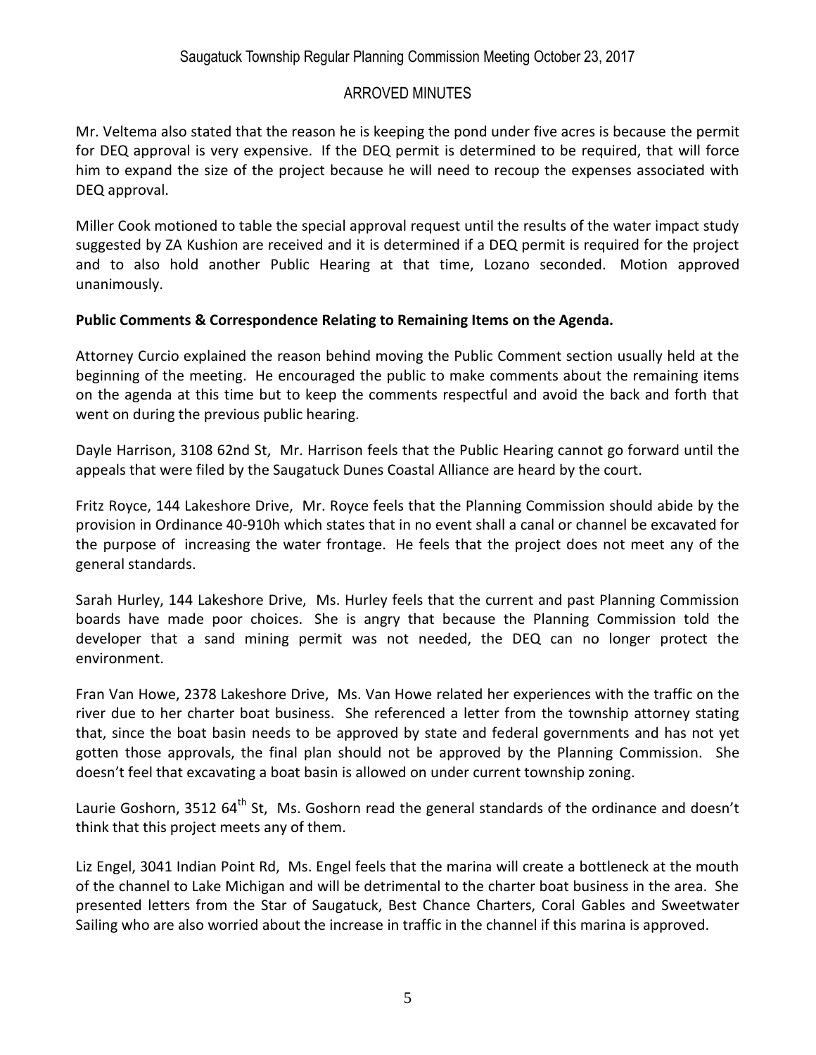Mr. Veltema also stated that the reason he is keeping the pond under five acres is because the permit for DEQ approval is very expensive. If the DEQ permit is determined to be required, that will force him to expand the size of the project because he will need to recoup the expenses associated with DEQ approval.

Miller Cook motioned to table the special approval request until the results of the water impact study suggested by ZA Kushion are received and it is determined if a DEQ permit is required for the project and to also hold another Public Hearing at that time, Lozano seconded. Motion approved unanimously.

**Public Comments & Correspondence Relating to Remaining Items on the Agenda.**

Attorney Curcio explained the reason behind moving the Public Comment section usually held at the beginning of the meeting. He encouraged the public to make comments about the remaining items on the agenda at this time but to keep the comments respectful and avoid the back and forth that went on during the previous public hearing.

Dayle Harrison, 3108 62nd St, Mr. Harrison feels that the Public Hearing cannot go forward until the appeals that were filed by the Saugatuck Dunes Coastal Alliance are heard by the court.

Fritz Royce, 144 Lakeshore Drive, Mr. Royce feels that the Planning Commission should abide by the provision in Ordinance 40-910h which states that in no event shall a canal or channel be excavated for the purpose of increasing the water frontage. He feels that the project does not meet any of the general standards.

Sarah Hurley, 144 Lakeshore Drive, Ms. Hurley feels that the current and past Planning Commission boards have made poor choices. She is angry that because the Planning Commission told the developer that a sand mining permit was not needed, the DEQ can no longer protect the environment.

Fran Van Howe, 2378 Lakeshore Drive, Ms. Van Howe related her experiences with the traffic on the river due to her charter boat business. She referenced a letter from the township attorney stating that, since the boat basin needs to be approved by state and federal governments and has not yet gotten those approvals, the final plan should not be approved by the Planning Commission. She doesn't feel that excavating a boat basin is allowed on under current township zoning.

Laurie Goshorn, 3512 64th St, Ms. Goshorn read the general standards of the ordinance and doesn't think that this project meets any of them.

Liz Engel, 3041 Indian Point Rd, Ms. Engel feels that the marina will create a bottleneck at the mouth of the channel to Lake Michigan and will be detrimental to the charter boat business in the area. She presented letters from the Star of Saugatuck, Best Chance Charters, Coral Gables and Sweetwater Sailing who are also worried about the increase in traffic in the channel if this marina is approved.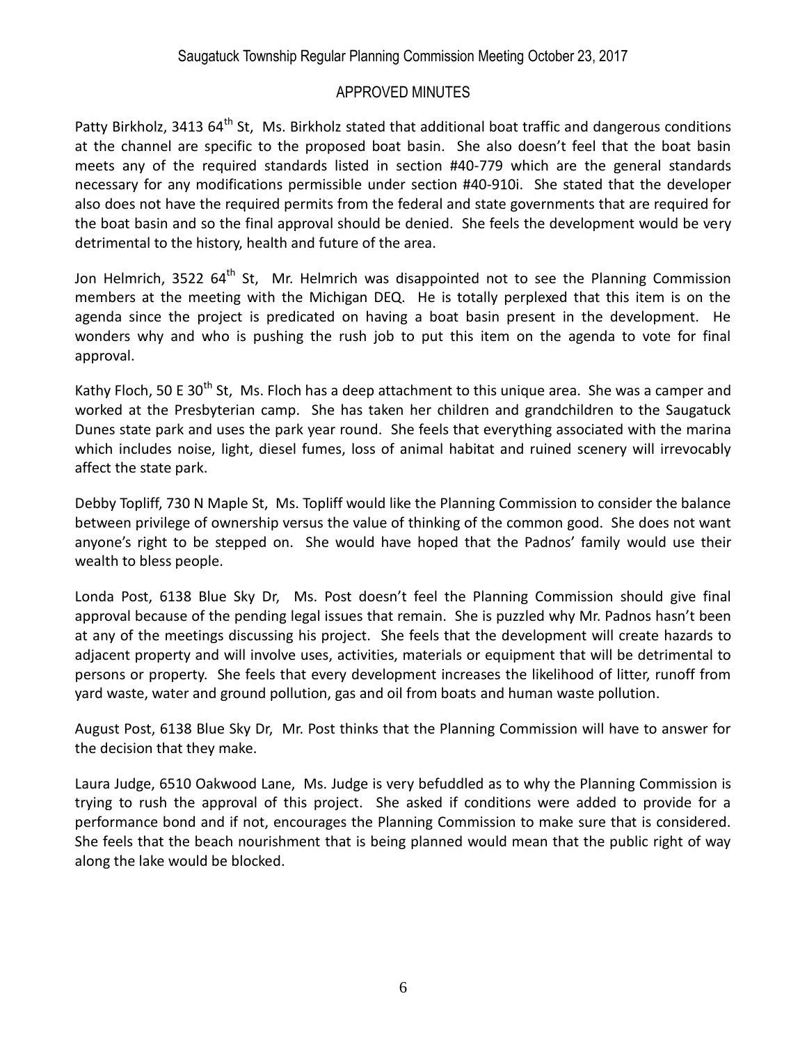Patty Birkholz, 3413 64th St, Ms. Birkholz stated that additional boat traffic and dangerous conditions at the channel are specific to the proposed boat basin. She also doesn't feel that the boat basin meets any of the required standards listed in section #40-779 which are the general standards necessary for any modifications permissible under section #40-910i. She stated that the developer also does not have the required permits from the federal and state governments that are required for the boat basin and so the final approval should be denied. She feels the development would be very detrimental to the history, health and future of the area.

Jon Helmrich, 3522 64th St, Mr. Helmrich was disappointed not to see the Planning Commission members at the meeting with the Michigan DEQ. He is totally perplexed that this item is on the agenda since the project is predicated on having a boat basin present in the development. He wonders why and who is pushing the rush job to put this item on the agenda to vote for final approval.

Kathy Floch, 50 E 30th St, Ms. Floch has a deep attachment to this unique area. She was a camper and worked at the Presbyterian camp. She has taken her children and grandchildren to the Saugatuck Dunes state park and uses the park year round. She feels that everything associated with the marina which includes noise, light, diesel fumes, loss of animal habitat and ruined scenery will irrevocably affect the state park.

Debby Topliff, 730 N Maple St, Ms. Topliff would like the Planning Commission to consider the balance between privilege of ownership versus the value of thinking of the common good. She does not want anyone's right to be stepped on. She would have hoped that the Padnos' family would use their wealth to bless people.

Londa Post, 6138 Blue Sky Dr, Ms. Post doesn't feel the Planning Commission should give final approval because of the pending legal issues that remain. She is puzzled why Mr. Padnos hasn't been at any of the meetings discussing his project. She feels that the development will create hazards to adjacent property and will involve uses, activities, materials or equipment that will be detrimental to persons or property. She feels that every development increases the likelihood of litter, runoff from yard waste, water and ground pollution, gas and oil from boats and human waste pollution.

August Post, 6138 Blue Sky Dr, Mr. Post thinks that the Planning Commission will have to answer for the decision that they make.

Laura Judge, 6510 Oakwood Lane, Ms. Judge is very befuddled as to why the Planning Commission is trying to rush the approval of this project. She asked if conditions were added to provide for a performance bond and if not, encourages the Planning Commission to make sure that is considered. She feels that the beach nourishment that is being planned would mean that the public right of way along the lake would be blocked.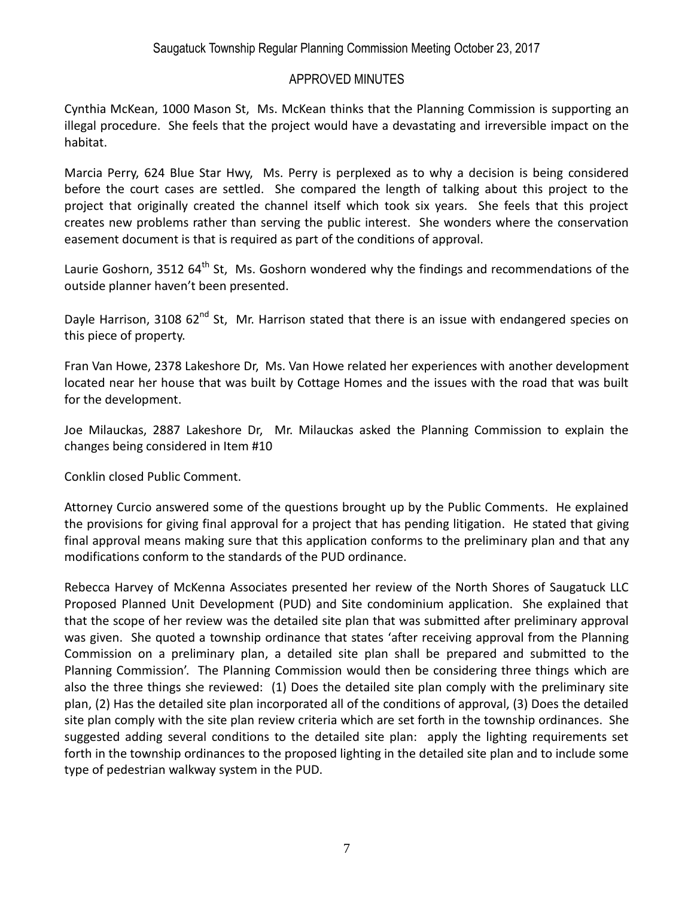Saugatuck Township Regular Planning Commission Meeting October 23, 2017

APPROVED MINUTES

Cynthia McKean, 1000 Mason St, Ms. McKean thinks that the Planning Commission is supporting an illegal procedure. She feels that the project would have a devastating and irreversible impact on the habitat.

Marcia Perry, 624 Blue Star Hwy, Ms. Perry is perplexed as to why a decision is being considered before the court cases are settled. She compared the length of talking about this project to the project that originally created the channel itself which took six years. She feels that this project creates new problems rather than serving the public interest. She wonders where the conservation easement document is that is required as part of the conditions of approval.

Laurie Goshorn, 3512 64th St, Ms. Goshorn wondered why the findings and recommendations of the outside planner haven't been presented.

Dayle Harrison, 3108 62nd St, Mr. Harrison stated that there is an issue with endangered species on this piece of property.

Fran Van Howe, 2378 Lakeshore Dr, Ms. Van Howe related her experiences with another development located near her house that was built by Cottage Homes and the issues with the road that was built for the development.

Joe Milauckas, 2887 Lakeshore Dr, Mr. Milauckas asked the Planning Commission to explain the changes being considered in Item #10

Conklin closed Public Comment.

Attorney Curcio answered some of the questions brought up by the Public Comments. He explained the provisions for giving final approval for a project that has pending litigation. He stated that giving final approval means making sure that this application conforms to the preliminary plan and that any modifications conform to the standards of the PUD ordinance.

Rebecca Harvey of McKenna Associates presented her review of the North Shores of Saugatuck LLC Proposed Planned Unit Development (PUD) and Site condominium application. She explained that that the scope of her review was the detailed site plan that was submitted after preliminary approval was given. She quoted a township ordinance that states 'after receiving approval from the Planning Commission on a preliminary plan, a detailed site plan shall be prepared and submitted to the Planning Commission'. The Planning Commission would then be considering three things which are also the three things she reviewed: (1) Does the detailed site plan comply with the preliminary site plan, (2) Has the detailed site plan incorporated all of the conditions of approval, (3) Does the detailed site plan comply with the site plan review criteria which are set forth in the township ordinances. She suggested adding several conditions to the detailed site plan: apply the lighting requirements set forth in the township ordinances to the proposed lighting in the detailed site plan and to include some type of pedestrian walkway system in the PUD.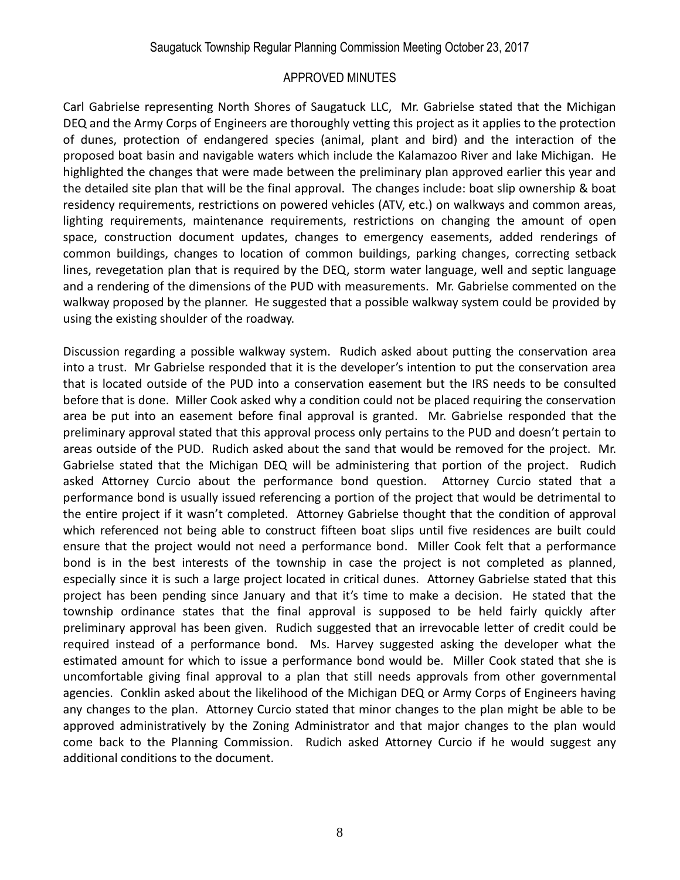Carl Gabrielse representing North Shores of Saugatuck LLC, Mr. Gabrielse stated that the Michigan DEQ and the Army Corps of Engineers are thoroughly vetting this project as it applies to the protection of dunes, protection of endangered species (animal, plant and bird) and the interaction of the proposed boat basin and navigable waters which include the Kalamazoo River and lake Michigan. He highlighted the changes that were made between the preliminary plan approved earlier this year and the detailed site plan that will be the final approval. The changes include: boat slip ownership & boat residency requirements, restrictions on powered vehicles (ATV, etc.) on walkways and common areas, lighting requirements, maintenance requirements, restrictions on changing the amount of open space, construction document updates, changes to emergency easements, added renderings of common buildings, changes to location of common buildings, parking changes, correcting setback lines, revegetation plan that is required by the DEQ, storm water language, well and septic language and a rendering of the dimensions of the PUD with measurements. Mr. Gabrielse commented on the walkway proposed by the planner. He suggested that a possible walkway system could be provided by using the existing shoulder of the roadway.

Discussion regarding a possible walkway system. Rudich asked about putting the conservation area into a trust. Mr Gabrielse responded that it is the developer's intention to put the conservation area that is located outside of the PUD into a conservation easement but the IRS needs to be consulted before that is done. Miller Cook asked why a condition could not be placed requiring the conservation area be put into an easement before final approval is granted. Mr. Gabrielse responded that the preliminary approval stated that this approval process only pertains to the PUD and doesn't pertain to areas outside of the PUD. Rudich asked about the sand that would be removed for the project. Mr. Gabrielse stated that the Michigan DEQ will be administering that portion of the project. Rudich asked Attorney Curcio about the performance bond question. Attorney Curcio stated that a performance bond is usually issued referencing a portion of the project that would be detrimental to the entire project if it wasn't completed. Attorney Gabrielse thought that the condition of approval which referenced not being able to construct fifteen boat slips until five residences are built could ensure that the project would not need a performance bond. Miller Cook felt that a performance bond is in the best interests of the township in case the project is not completed as planned, especially since it is such a large project located in critical dunes. Attorney Gabrielse stated that this project has been pending since January and that it's time to make a decision. He stated that the township ordinance states that the final approval is supposed to be held fairly quickly after preliminary approval has been given. Rudich suggested that an irrevocable letter of credit could be required instead of a performance bond. Ms. Harvey suggested asking the developer what the estimated amount for which to issue a performance bond would be. Miller Cook stated that she is uncomfortable giving final approval to a plan that still needs approvals from other governmental agencies. Conklin asked about the likelihood of the Michigan DEQ or Army Corps of Engineers having any changes to the plan. Attorney Curcio stated that minor changes to the plan might be able to be approved administratively by the Zoning Administrator and that major changes to the plan would come back to the Planning Commission. Rudich asked Attorney Curcio if he would suggest any additional conditions to the document.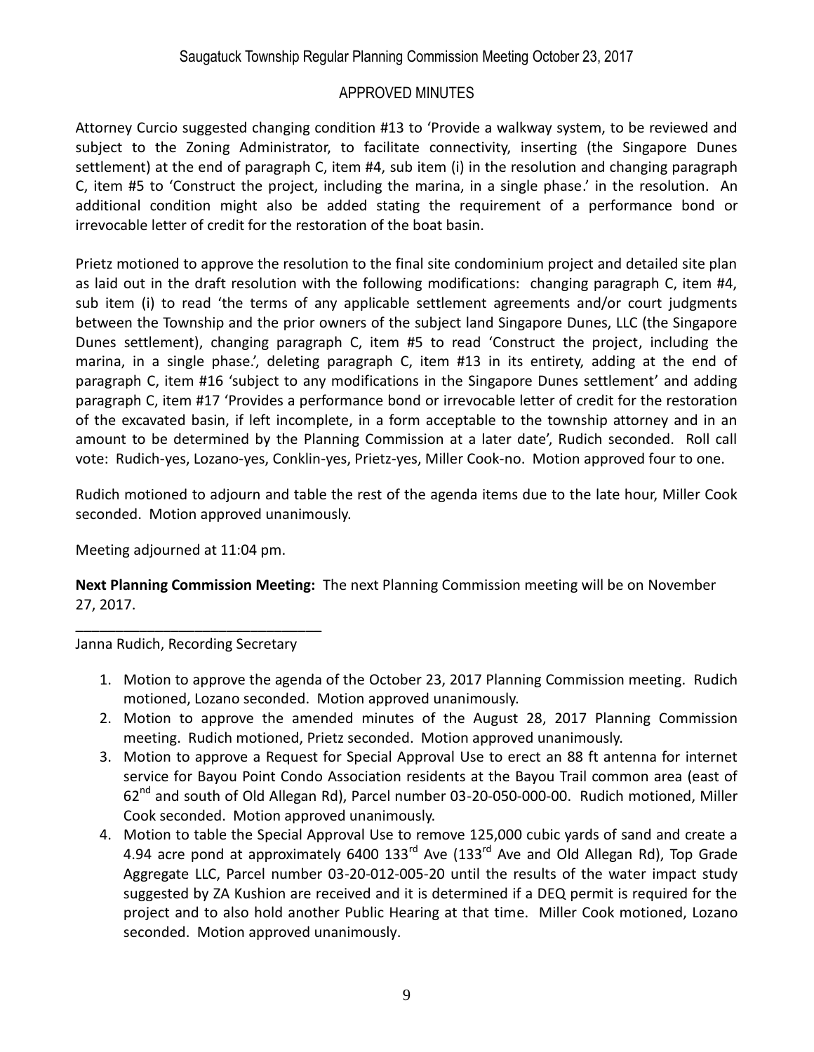Attorney Curcio suggested changing condition #13 to 'Provide a walkway system, to be reviewed and subject to the Zoning Administrator, to facilitate connectivity, inserting (the Singapore Dunes settlement) at the end of paragraph C, item #4, sub item (i) in the resolution and changing paragraph C, item #5 to 'Construct the project, including the marina, in a single phase.' in the resolution. An additional condition might also be added stating the requirement of a performance bond or irrevocable letter of credit for the restoration of the boat basin.

Prietz motioned to approve the resolution to the final site condominium project and detailed site plan as laid out in the draft resolution with the following modifications: changing paragraph C, item #4, sub item (i) to read 'the terms of any applicable settlement agreements and/or court judgments between the Township and the prior owners of the subject land Singapore Dunes, LLC (the Singapore Dunes settlement), changing paragraph C, item #5 to read 'Construct the project, including the marina, in a single phase.', deleting paragraph C, item #13 in its entirety, adding at the end of paragraph C, item #16 'subject to any modifications in the Singapore Dunes settlement' and adding paragraph C, item #17 'Provides a performance bond or irrevocable letter of credit for the restoration of the excavated basin, if left incomplete, in a form acceptable to the township attorney and in an amount to be determined by the Planning Commission at a later date', Rudich seconded. Roll call vote: Rudich-yes, Lozano-yes, Conklin-yes, Prietz-yes, Miller Cook-no. Motion approved four to one.

Rudich motioned to adjourn and table the rest of the agenda items due to the late hour, Miller Cook seconded. Motion approved unanimously.

Meeting adjourned at 11:04 pm.

**Next Planning Commission Meeting:** The next Planning Commission meeting will be on November 27, 2017.

_______________________________

Janna Rudich, Recording Secretary

1. Motion to approve the agenda of the October 23, 2017 Planning Commission meeting. Rudich motioned, Lozano seconded. Motion approved unanimously.
2. Motion to approve the amended minutes of the August 28, 2017 Planning Commission meeting. Rudich motioned, Prietz seconded. Motion approved unanimously.
3. Motion to approve a Request for Special Approval Use to erect an 88 ft antenna for internet service for Bayou Point Condo Association residents at the Bayou Trail common area (east of 62nd and south of Old Allegan Rd), Parcel number 03-20-050-000-00. Rudich motioned, Miller Cook seconded. Motion approved unanimously.
4. Motion to table the Special Approval Use to remove 125,000 cubic yards of sand and create a 4.94 acre pond at approximately 6400 133rd Ave (133rd Ave and Old Allegan Rd), Top Grade Aggregate LLC, Parcel number 03-20-012-005-20 until the results of the water impact study suggested by ZA Kushion are received and it is determined if a DEQ permit is required for the project and to also hold another Public Hearing at that time. Miller Cook motioned, Lozano seconded. Motion approved unanimously.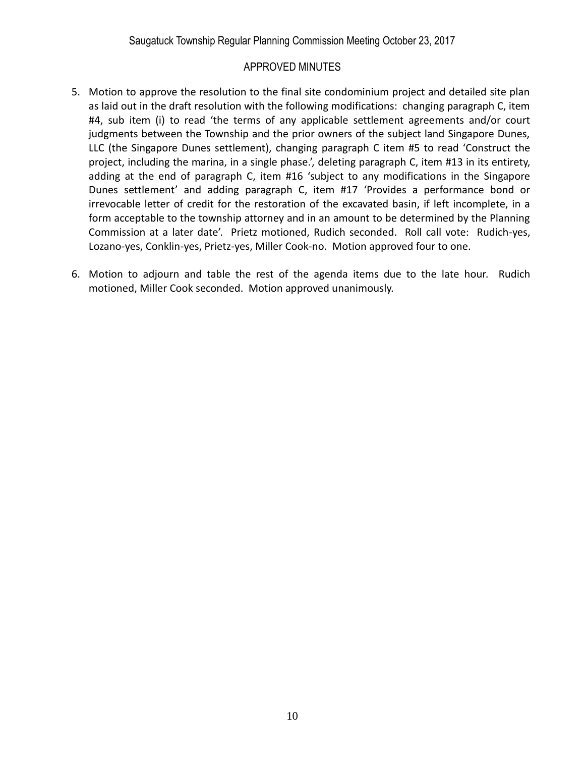5. Motion to approve the resolution to the final site condominium project and detailed site plan as laid out in the draft resolution with the following modifications: changing paragraph C, item #4, sub item (i) to read 'the terms of any applicable settlement agreements and/or court judgments between the Township and the prior owners of the subject land Singapore Dunes, LLC (the Singapore Dunes settlement), changing paragraph C item #5 to read 'Construct the project, including the marina, in a single phase.', deleting paragraph C, item #13 in its entirety, adding at the end of paragraph C, item #16 'subject to any modifications in the Singapore Dunes settlement' and adding paragraph C, item #17 'Provides a performance bond or irrevocable letter of credit for the restoration of the excavated basin, if left incomplete, in a form acceptable to the township attorney and in an amount to be determined by the Planning Commission at a later date'. Prietz motioned, Rudich seconded. Roll call vote: Rudich-yes, Lozano-yes, Conklin-yes, Prietz-yes, Miller Cook-no. Motion approved four to one.

6. Motion to adjourn and table the rest of the agenda items due to the late hour. Rudich motioned, Miller Cook seconded. Motion approved unanimously.